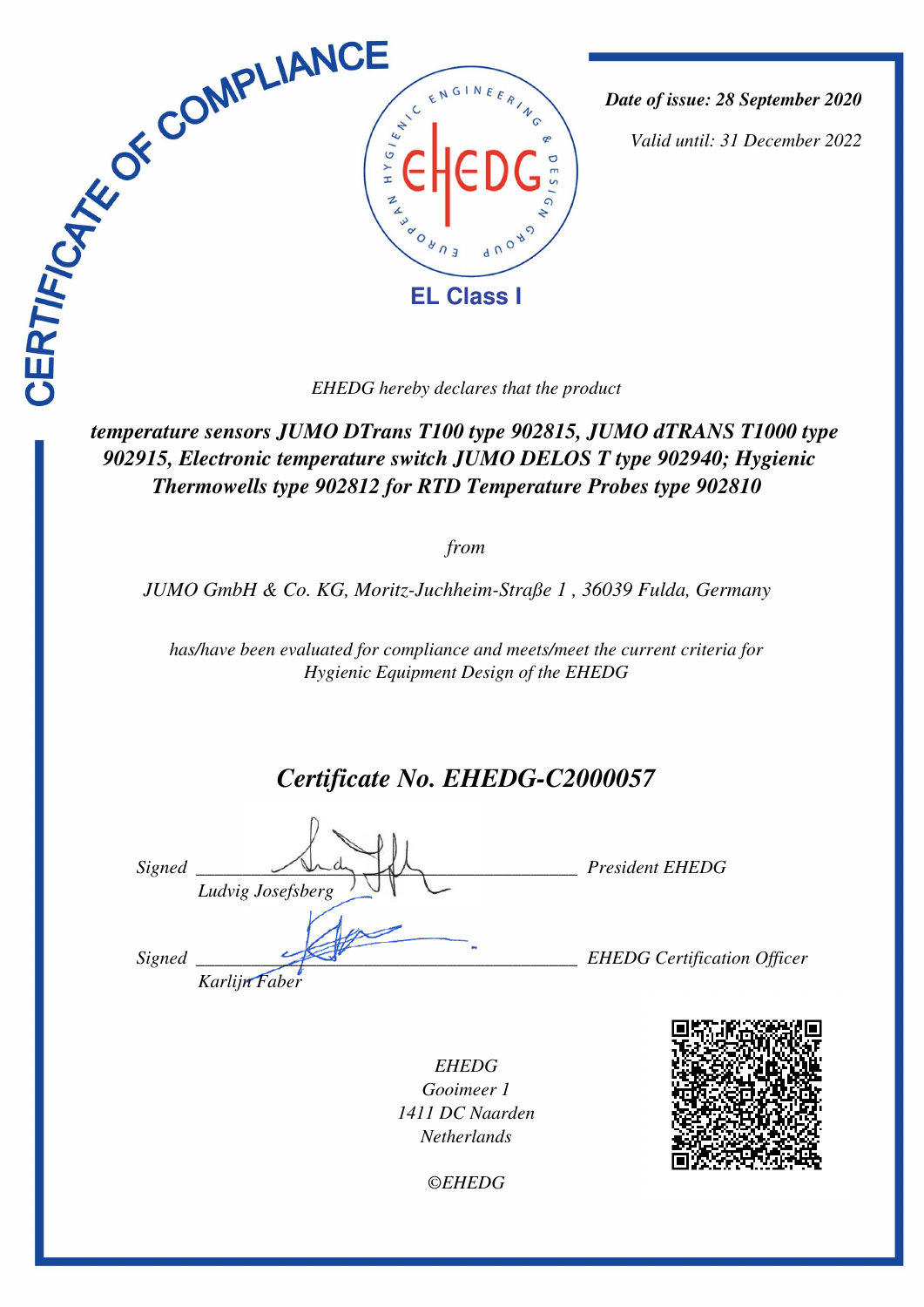# CERTIFICATE OF COMPLIANCE

EUROPEAN HYGIENIC ENGINEERING & DESIGN GROUP

EHEDG

**EL Class I**

*Date of issue: 28 September 2020*

*Valid until: 31 December 2022*

*EHEDG hereby declares that the product*

***temperature sensors JUMO DTrans T100 type 902815, JUMO dTRANS T1000 type 902915, Electronic temperature switch JUMO DELOS T type 902940; Hygienic Thermowells type 902812 for RTD Temperature Probes type 902810***

*from*

*JUMO GmbH & Co. KG, Moritz-Juchheim-Straße 1 , 36039 Fulda, Germany*

*has/have been evaluated for compliance and meets/meet the current criteria for Hygienic Equipment Design of the EHEDG*

## *Certificate No. EHEDG-C2000057*

*Signed* ______________________________ *President EHEDG*
*Ludvig Josefsberg*

*Signed* ______________________________ *EHEDG Certification Officer*
*Karlijn Faber*

*EHEDG*
*Gooimeer 1*
*1411 DC Naarden*
*Netherlands*

*©EHEDG*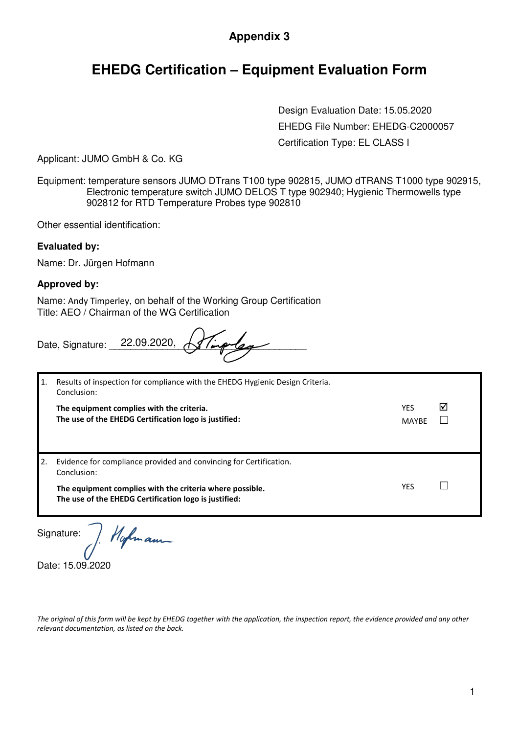**Appendix 3**

# EHEDG Certification – Equipment Evaluation Form

Design Evaluation Date: 15.05.2020

EHEDG File Number: EHEDG-C2000057

Certification Type: EL CLASS I

Applicant: JUMO GmbH & Co. KG

Equipment: temperature sensors JUMO DTrans T100 type 902815, JUMO dTRANS T1000 type 902915, Electronic temperature switch JUMO DELOS T type 902940; Hygienic Thermowells type 902812 for RTD Temperature Probes type 902810

Other essential identification:

**Evaluated by:**

Name: Dr. Jürgen Hofmann

**Approved by:**

Name: Andy Timperley, on behalf of the Working Group Certification

Title: AEO / Chairman of the WG Certification

Date, Signature: 22.09.2020, [signature]

| | | | |
|---|---|---|---|
| 1. | Results of inspection for compliance with the EHEDG Hygienic Design Criteria.<br>Conclusion:<br>**The equipment complies with the criteria.**<br>**The use of the EHEDG Certification logo is justified:** | YES<br>MAYBE | ☑<br>☐ |
| 2. | Evidence for compliance provided and convincing for Certification.<br>Conclusion:<br>**The equipment complies with the criteria where possible.**<br>**The use of the EHEDG Certification logo is justified:** | YES | ☐ |

Signature: [signature]

Date: 15.09.2020

*The original of this form will be kept by EHEDG together with the application, the inspection report, the evidence provided and any other relevant documentation, as listed on the back.*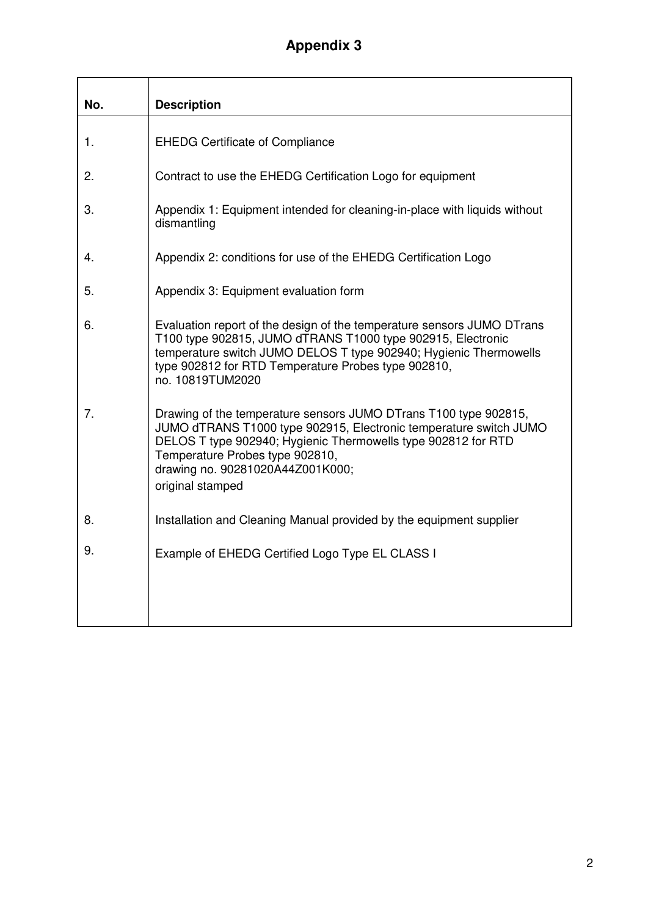# Appendix 3

| No. | Description |
|---|---|
| 1. | EHEDG Certificate of Compliance |
| 2. | Contract to use the EHEDG Certification Logo for equipment |
| 3. | Appendix 1: Equipment intended for cleaning-in-place with liquids without dismantling |
| 4. | Appendix 2: conditions for use of the EHEDG Certification Logo |
| 5. | Appendix 3: Equipment evaluation form |
| 6. | Evaluation report of the design of the temperature sensors JUMO DTrans T100 type 902815, JUMO dTRANS T1000 type 902915, Electronic temperature switch JUMO DELOS T type 902940; Hygienic Thermowells type 902812 for RTD Temperature Probes type 902810, no. 10819TUM2020 |
| 7. | Drawing of the temperature sensors JUMO DTrans T100 type 902815, JUMO dTRANS T1000 type 902915, Electronic temperature switch JUMO DELOS T type 902940; Hygienic Thermowells type 902812 for RTD Temperature Probes type 902810, drawing no. 90281020A44Z001K000; original stamped |
| 8. | Installation and Cleaning Manual provided by the equipment supplier |
| 9. | Example of EHEDG Certified Logo Type EL CLASS I |